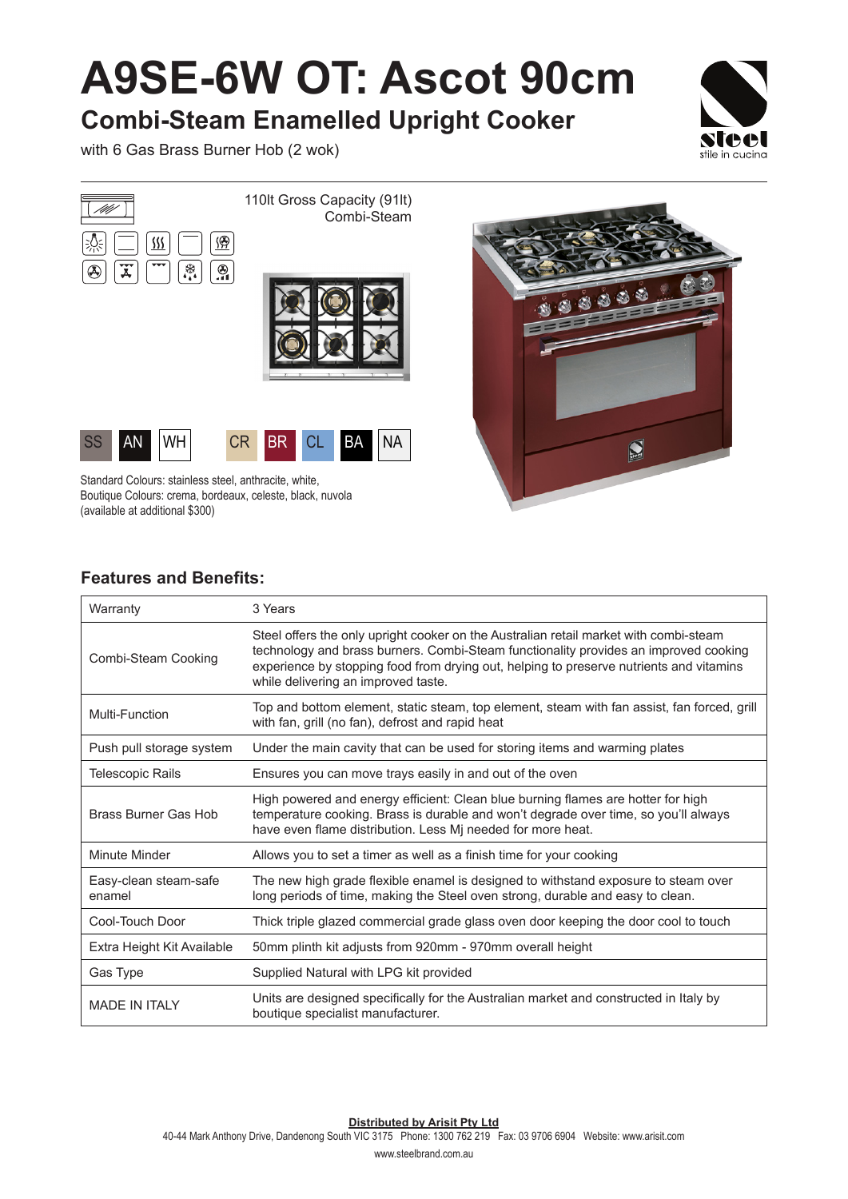# A9SE-6W OT: Ascot 90cm

## Combi-Steam Enamelled Upright Cooker

with 6 Gas Brass Burner Hob (2 wok)

steel
stile in cucina

110lt Gross Capacity (91lt)
Combi-Steam

SS AN WH CR BR CL BA NA

Standard Colours: stainless steel, anthracite, white,
Boutique Colours: crema, bordeaux, celeste, black, nuvola
(available at additional $300)

## Features and Benefits:

| Warranty | 3 Years |
|---|---|
| Combi-Steam Cooking | Steel offers the only upright cooker on the Australian retail market with combi-steam technology and brass burners. Combi-Steam functionality provides an improved cooking experience by stopping food from drying out, helping to preserve nutrients and vitamins while delivering an improved taste. |
| Multi-Function | Top and bottom element, static steam, top element, steam with fan assist, fan forced, grill with fan, grill (no fan), defrost and rapid heat |
| Push pull storage system | Under the main cavity that can be used for storing items and warming plates |
| Telescopic Rails | Ensures you can move trays easily in and out of the oven |
| Brass Burner Gas Hob | High powered and energy efficient: Clean blue burning flames are hotter for high temperature cooking. Brass is durable and won't degrade over time, so you'll always have even flame distribution. Less Mj needed for more heat. |
| Minute Minder | Allows you to set a timer as well as a finish time for your cooking |
| Easy-clean steam-safe enamel | The new high grade flexible enamel is designed to withstand exposure to steam over long periods of time, making the Steel oven strong, durable and easy to clean. |
| Cool-Touch Door | Thick triple glazed commercial grade glass oven door keeping the door cool to touch |
| Extra Height Kit Available | 50mm plinth kit adjusts from 920mm - 970mm overall height |
| Gas Type | Supplied Natural with LPG kit provided |
| MADE IN ITALY | Units are designed specifically for the Australian market and constructed in Italy by boutique specialist manufacturer. |

**Distributed by Arisit Pty Ltd**
40-44 Mark Anthony Drive, Dandenong South VIC 3175 Phone: 1300 762 219 Fax: 03 9706 6904 Website: www.arisit.com
www.steelbrand.com.au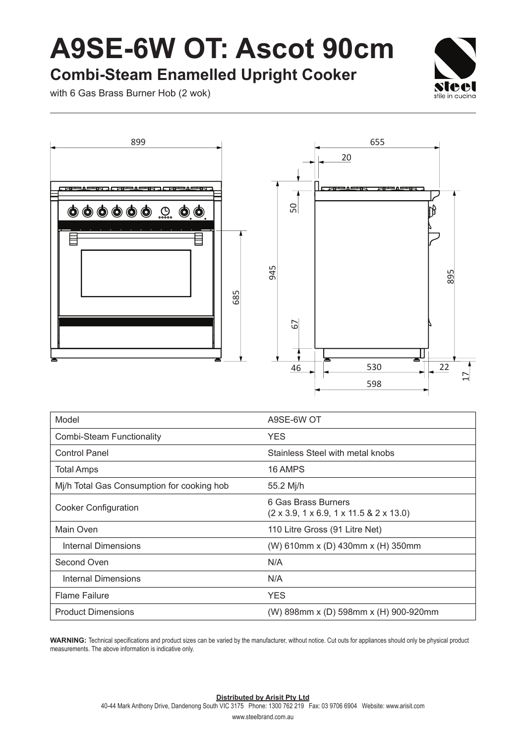# A9SE-6W OT: Ascot 90cm

## Combi-Steam Enamelled Upright Cooker

with 6 Gas Brass Burner Hob (2 wok)

899
685
655
20
50
945
895
67
46
530
22
17
598

| | |
|---|---|
| Model | A9SE-6W OT |
| Combi-Steam Functionality | YES |
| Control Panel | Stainless Steel with metal knobs |
| Total Amps | 16 AMPS |
| Mj/h Total Gas Consumption for cooking hob | 55.2 Mj/h |
| Cooker Configuration | 6 Gas Brass Burners (2 x 3.9, 1 x 6.9, 1 x 11.5 & 2 x 13.0) |
| Main Oven | 110 Litre Gross (91 Litre Net) |
| Internal Dimensions | (W) 610mm x (D) 430mm x (H) 350mm |
| Second Oven | N/A |
| Internal Dimensions | N/A |
| Flame Failure | YES |
| Product Dimensions | (W) 898mm x (D) 598mm x (H) 900-920mm |

**WARNING:** Technical specifications and product sizes can be varied by the manufacturer, without notice. Cut outs for appliances should only be physical product measurements. The above information is indicative only.

**Distributed by Arisit Pty Ltd**
40-44 Mark Anthony Drive, Dandenong South VIC 3175 Phone: 1300 762 219 Fax: 03 9706 6904 Website: www.arisit.com
www.steelbrand.com.au